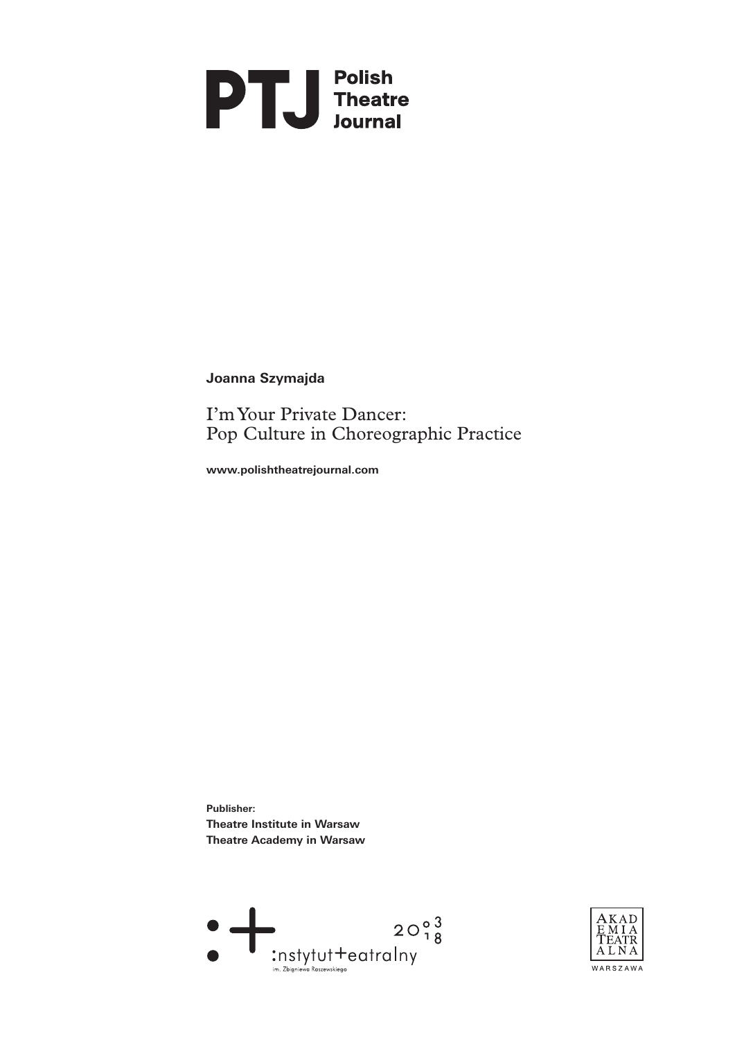**PTJ Polish Theatre Journal**

**Joanna Szymajda**

# I'm Your Private Dancer: Pop Culture in Choreographic Practice

**www.polishtheatrejournal.com**

**Publisher:**
**Theatre Institute in Warsaw**
**Theatre Academy in Warsaw**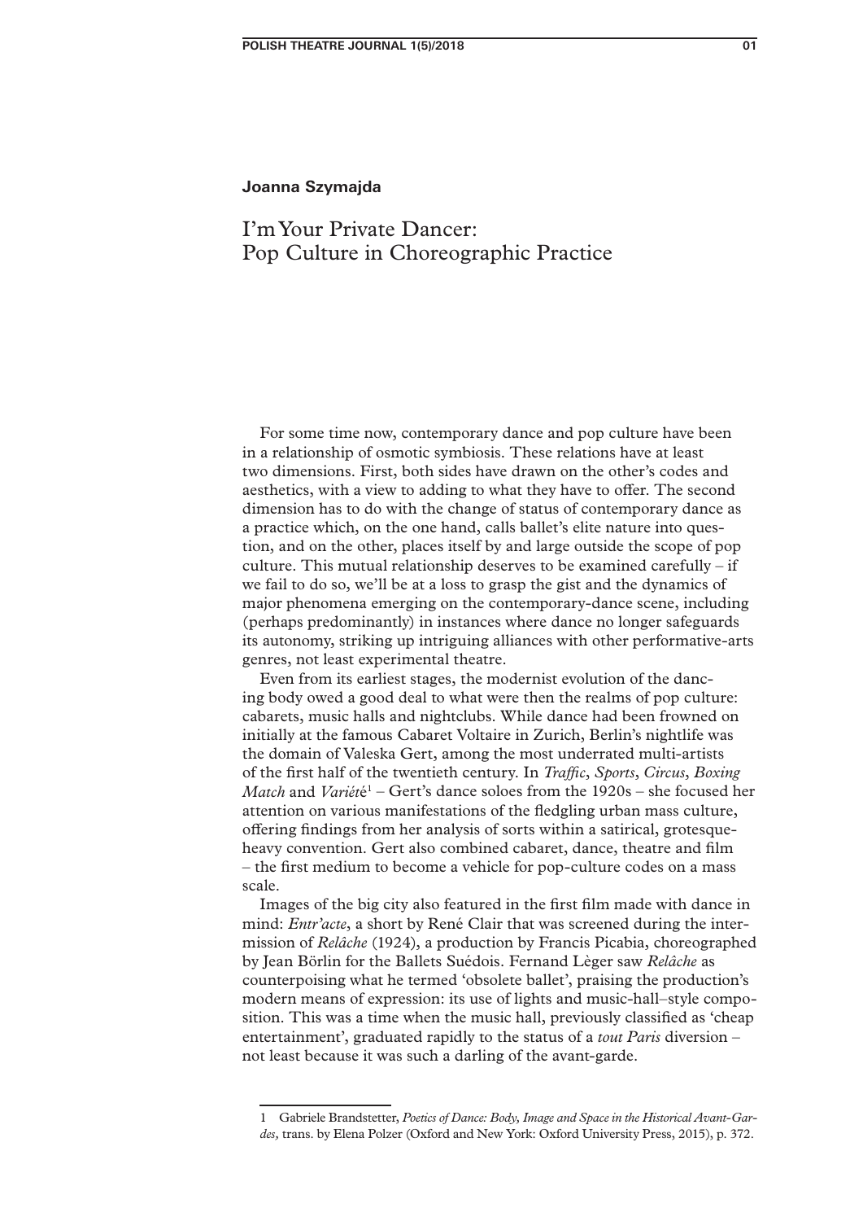**Joanna Szymajda**

# I'm Your Private Dancer: Pop Culture in Choreographic Practice

For some time now, contemporary dance and pop culture have been in a relationship of osmotic symbiosis. These relations have at least two dimensions. First, both sides have drawn on the other's codes and aesthetics, with a view to adding to what they have to offer. The second dimension has to do with the change of status of contemporary dance as a practice which, on the one hand, calls ballet's elite nature into question, and on the other, places itself by and large outside the scope of pop culture. This mutual relationship deserves to be examined carefully – if we fail to do so, we'll be at a loss to grasp the gist and the dynamics of major phenomena emerging on the contemporary-dance scene, including (perhaps predominantly) in instances where dance no longer safeguards its autonomy, striking up intriguing alliances with other performative-arts genres, not least experimental theatre.

Even from its earliest stages, the modernist evolution of the dancing body owed a good deal to what were then the realms of pop culture: cabarets, music halls and nightclubs. While dance had been frowned on initially at the famous Cabaret Voltaire in Zurich, Berlin's nightlife was the domain of Valeska Gert, among the most underrated multi-artists of the first half of the twentieth century. In *Traffic*, *Sports*, *Circus*, *Boxing Match* and *Variété*[1] – Gert's dance soloes from the 1920s – she focused her attention on various manifestations of the fledgling urban mass culture, offering findings from her analysis of sorts within a satirical, grotesque-heavy convention. Gert also combined cabaret, dance, theatre and film – the first medium to become a vehicle for pop-culture codes on a mass scale.

Images of the big city also featured in the first film made with dance in mind: *Entr'acte*, a short by René Clair that was screened during the intermission of *Relâche* (1924), a production by Francis Picabia, choreographed by Jean Börlin for the Ballets Suédois. Fernand Lèger saw *Relâche* as counterpoising what he termed 'obsolete ballet', praising the production's modern means of expression: its use of lights and music-hall–style composition. This was a time when the music hall, previously classified as 'cheap entertainment', graduated rapidly to the status of a *tout Paris* diversion – not least because it was such a darling of the avant-garde.

---

1 Gabriele Brandstetter, *Poetics of Dance: Body, Image and Space in the Historical Avant-Gardes,* trans. by Elena Polzer (Oxford and New York: Oxford University Press, 2015), p. 372.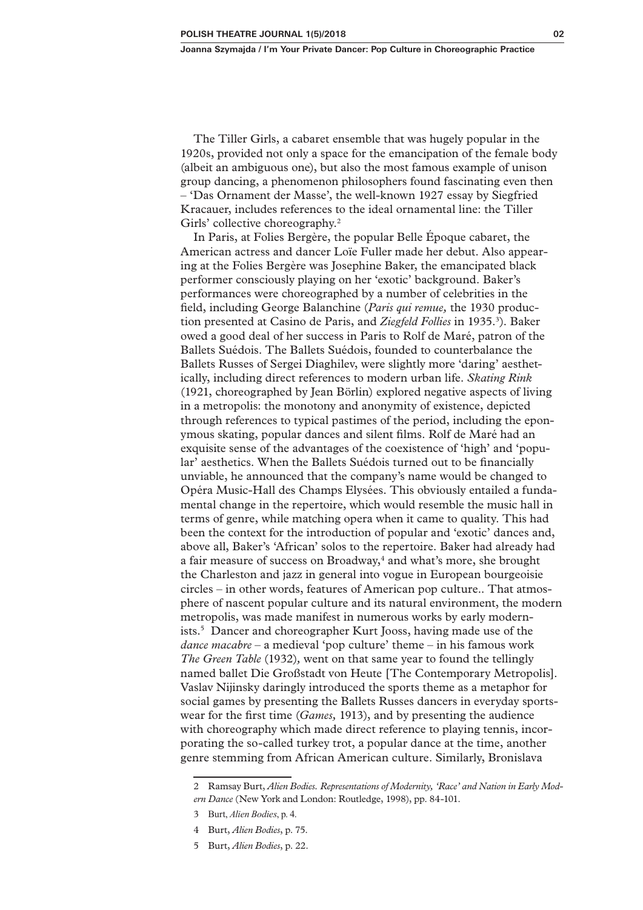The Tiller Girls, a cabaret ensemble that was hugely popular in the 1920s, provided not only a space for the emancipation of the female body (albeit an ambiguous one), but also the most famous example of unison group dancing, a phenomenon philosophers found fascinating even then – 'Das Ornament der Masse', the well-known 1927 essay by Siegfried Kracauer, includes references to the ideal ornamental line: the Tiller Girls' collective choreography.[2]

In Paris, at Folies Bergère, the popular Belle Époque cabaret, the American actress and dancer Loïe Fuller made her debut. Also appearing at the Folies Bergère was Josephine Baker, the emancipated black performer consciously playing on her 'exotic' background. Baker's performances were choreographed by a number of celebrities in the field, including George Balanchine (*Paris qui remue,* the 1930 production presented at Casino de Paris, and *Ziegfeld Follies* in 1935.[3]). Baker owed a good deal of her success in Paris to Rolf de Maré, patron of the Ballets Suédois. The Ballets Suédois, founded to counterbalance the Ballets Russes of Sergei Diaghilev, were slightly more 'daring' aesthetically, including direct references to modern urban life. *Skating Rink* (1921, choreographed by Jean Börlin) explored negative aspects of living in a metropolis: the monotony and anonymity of existence, depicted through references to typical pastimes of the period, including the eponymous skating, popular dances and silent films. Rolf de Maré had an exquisite sense of the advantages of the coexistence of 'high' and 'popular' aesthetics. When the Ballets Suédois turned out to be financially unviable, he announced that the company's name would be changed to Opéra Music-Hall des Champs Elysées. This obviously entailed a fundamental change in the repertoire, which would resemble the music hall in terms of genre, while matching opera when it came to quality. This had been the context for the introduction of popular and 'exotic' dances and, above all, Baker's 'African' solos to the repertoire. Baker had already had a fair measure of success on Broadway,[4] and what's more, she brought the Charleston and jazz in general into vogue in European bourgeoisie circles – in other words, features of American pop culture.. That atmosphere of nascent popular culture and its natural environment, the modern metropolis, was made manifest in numerous works by early modernists.[5] Dancer and choreographer Kurt Jooss, having made use of the *dance macabre* – a medieval 'pop culture' theme – in his famous work *The Green Table* (1932), went on that same year to found the tellingly named ballet Die Großstadt von Heute [The Contemporary Metropolis]. Vaslav Nijinsky daringly introduced the sports theme as a metaphor for social games by presenting the Ballets Russes dancers in everyday sportswear for the first time (*Games,* 1913), and by presenting the audience with choreography which made direct reference to playing tennis, incorporating the so-called turkey trot, a popular dance at the time, another genre stemming from African American culture. Similarly, Bronislava

---

2 Ramsay Burt, *Alien Bodies. Representations of Modernity, 'Race' and Nation in Early Modern Dance* (New York and London: Routledge, 1998), pp. 84-101.

3 Burt, *Alien Bodies*, p. 4.

4 Burt, *Alien Bodies*, p. 75.

5 Burt, *Alien Bodies*, p. 22.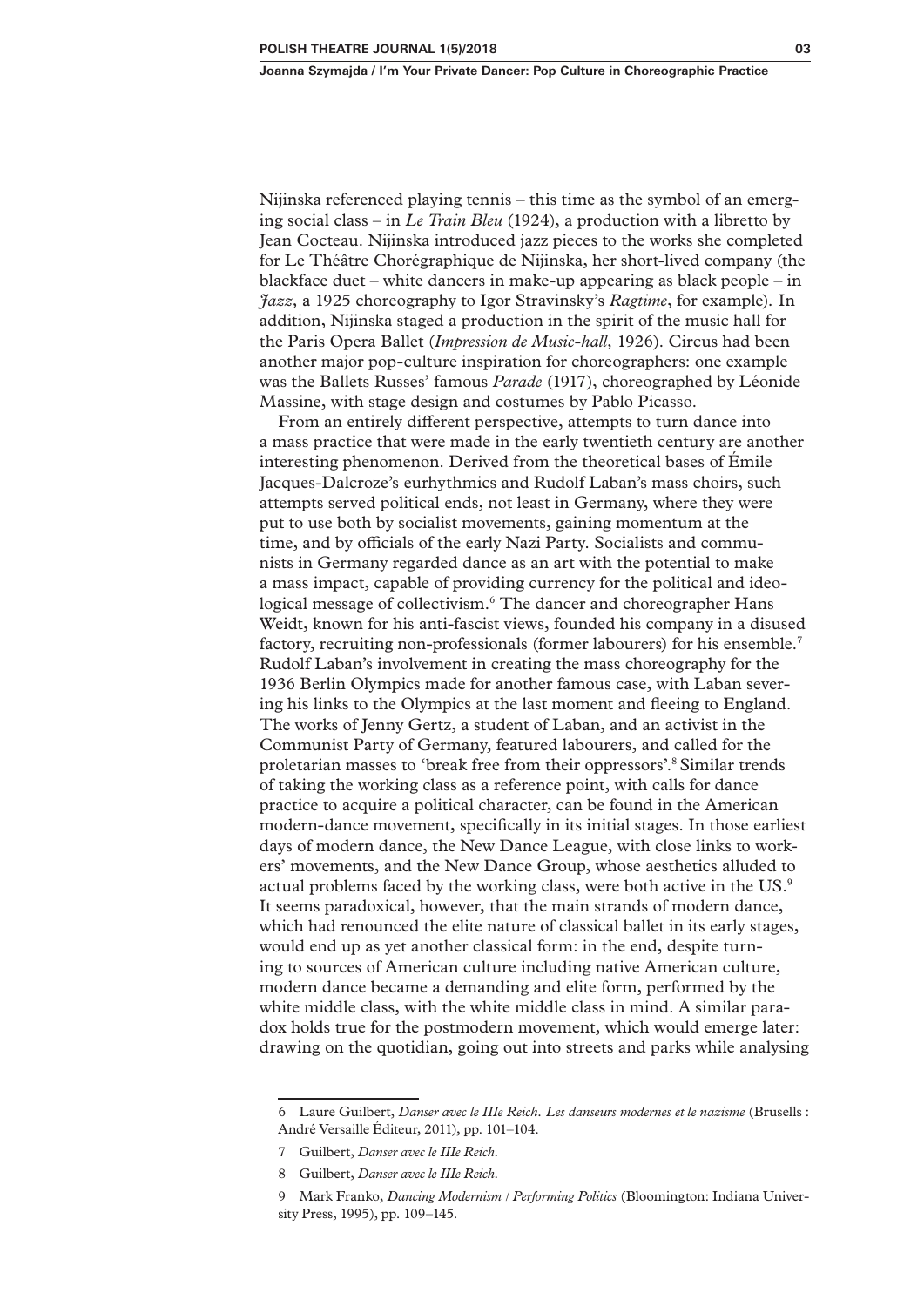Nijinska referenced playing tennis – this time as the symbol of an emerging social class – in *Le Train Bleu* (1924), a production with a libretto by Jean Cocteau. Nijinska introduced jazz pieces to the works she completed for Le Théâtre Chorégraphique de Nijinska, her short-lived company (the blackface duet – white dancers in make-up appearing as black people – in *Jazz,* a 1925 choreography to Igor Stravinsky's *Ragtime*, for example). In addition, Nijinska staged a production in the spirit of the music hall for the Paris Opera Ballet (*Impression de Music-hall,* 1926). Circus had been another major pop-culture inspiration for choreographers: one example was the Ballets Russes' famous *Parade* (1917), choreographed by Léonide Massine, with stage design and costumes by Pablo Picasso.

From an entirely different perspective, attempts to turn dance into a mass practice that were made in the early twentieth century are another interesting phenomenon. Derived from the theoretical bases of Émile Jacques-Dalcroze's eurhythmics and Rudolf Laban's mass choirs, such attempts served political ends, not least in Germany, where they were put to use both by socialist movements, gaining momentum at the time, and by officials of the early Nazi Party. Socialists and communists in Germany regarded dance as an art with the potential to make a mass impact, capable of providing currency for the political and ideological message of collectivism.[6] The dancer and choreographer Hans Weidt, known for his anti-fascist views, founded his company in a disused factory, recruiting non-professionals (former labourers) for his ensemble.[7] Rudolf Laban's involvement in creating the mass choreography for the 1936 Berlin Olympics made for another famous case, with Laban severing his links to the Olympics at the last moment and fleeing to England. The works of Jenny Gertz, a student of Laban, and an activist in the Communist Party of Germany, featured labourers, and called for the proletarian masses to 'break free from their oppressors'.[8] Similar trends of taking the working class as a reference point, with calls for dance practice to acquire a political character, can be found in the American modern-dance movement, specifically in its initial stages. In those earliest days of modern dance, the New Dance League, with close links to workers' movements, and the New Dance Group, whose aesthetics alluded to actual problems faced by the working class, were both active in the US.[9] It seems paradoxical, however, that the main strands of modern dance, which had renounced the elite nature of classical ballet in its early stages, would end up as yet another classical form: in the end, despite turning to sources of American culture including native American culture, modern dance became a demanding and elite form, performed by the white middle class, with the white middle class in mind. A similar paradox holds true for the postmodern movement, which would emerge later: drawing on the quotidian, going out into streets and parks while analysing

---

6 Laure Guilbert, *Danser avec le IIIe Reich. Les danseurs modernes et le nazisme* (Brusells : André Versaille Éditeur, 2011), pp. 101–104.

7 Guilbert, *Danser avec le IIIe Reich.*

8 Guilbert, *Danser avec le IIIe Reich.*

9 Mark Franko, *Dancing Modernism / Performing Politics* (Bloomington: Indiana University Press, 1995), pp. 109–145.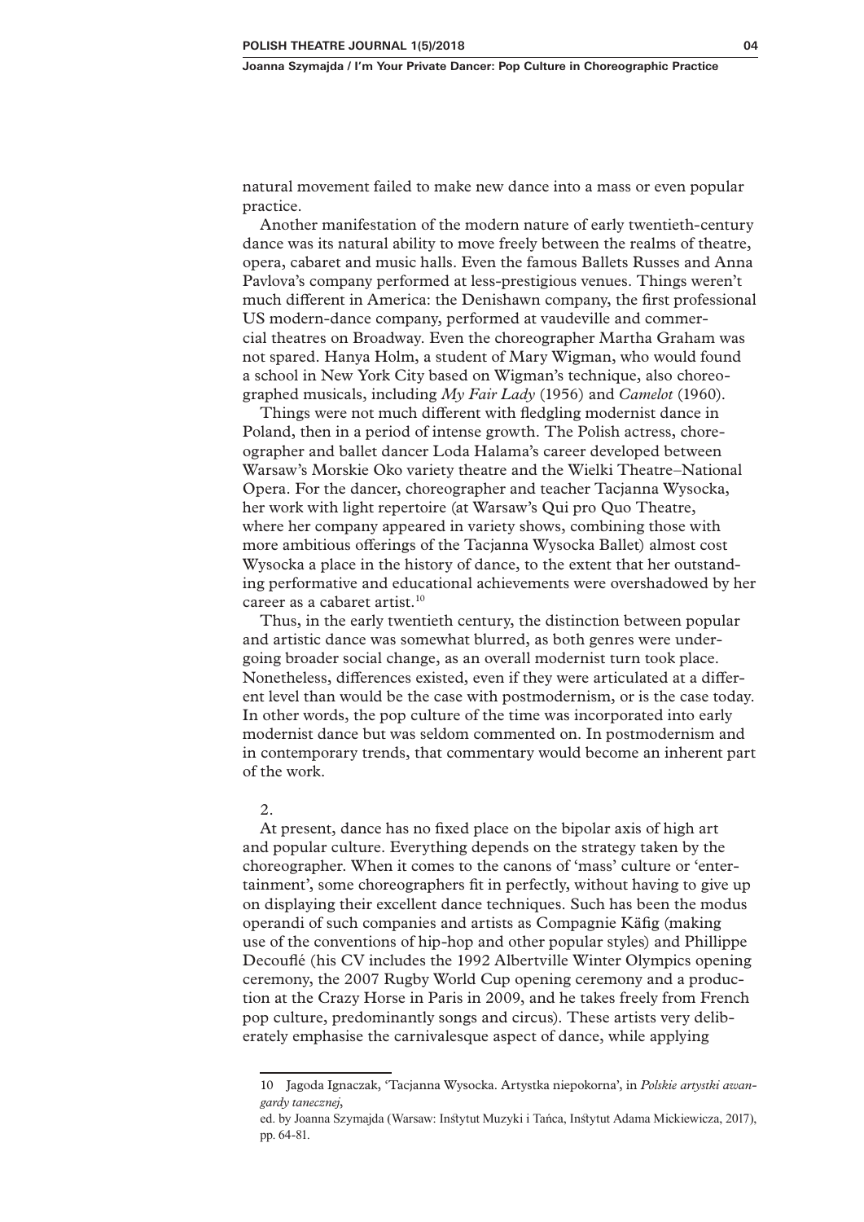natural movement failed to make new dance into a mass or even popular practice.

Another manifestation of the modern nature of early twentieth-century dance was its natural ability to move freely between the realms of theatre, opera, cabaret and music halls. Even the famous Ballets Russes and Anna Pavlova's company performed at less-prestigious venues. Things weren't much different in America: the Denishawn company, the first professional US modern-dance company, performed at vaudeville and commercial theatres on Broadway. Even the choreographer Martha Graham was not spared. Hanya Holm, a student of Mary Wigman, who would found a school in New York City based on Wigman's technique, also choreographed musicals, including *My Fair Lady* (1956) and *Camelot* (1960).

Things were not much different with fledgling modernist dance in Poland, then in a period of intense growth. The Polish actress, choreographer and ballet dancer Loda Halama's career developed between Warsaw's Morskie Oko variety theatre and the Wielki Theatre–National Opera. For the dancer, choreographer and teacher Tacjanna Wysocka, her work with light repertoire (at Warsaw's Qui pro Quo Theatre, where her company appeared in variety shows, combining those with more ambitious offerings of the Tacjanna Wysocka Ballet) almost cost Wysocka a place in the history of dance, to the extent that her outstanding performative and educational achievements were overshadowed by her career as a cabaret artist.[10]

Thus, in the early twentieth century, the distinction between popular and artistic dance was somewhat blurred, as both genres were undergoing broader social change, as an overall modernist turn took place. Nonetheless, differences existed, even if they were articulated at a different level than would be the case with postmodernism, or is the case today. In other words, the pop culture of the time was incorporated into early modernist dance but was seldom commented on. In postmodernism and in contemporary trends, that commentary would become an inherent part of the work.

2.

At present, dance has no fixed place on the bipolar axis of high art and popular culture. Everything depends on the strategy taken by the choreographer. When it comes to the canons of 'mass' culture or 'entertainment', some choreographers fit in perfectly, without having to give up on displaying their excellent dance techniques. Such has been the modus operandi of such companies and artists as Compagnie Käfig (making use of the conventions of hip-hop and other popular styles) and Phillippe Decouflé (his CV includes the 1992 Albertville Winter Olympics opening ceremony, the 2007 Rugby World Cup opening ceremony and a production at the Crazy Horse in Paris in 2009, and he takes freely from French pop culture, predominantly songs and circus). These artists very deliberately emphasise the carnivalesque aspect of dance, while applying

---

10 Jagoda Ignaczak, 'Tacjanna Wysocka. Artystka niepokorna', in *Polskie artystki awangardy tanecznej*, ed. by Joanna Szymajda (Warsaw: Instytut Muzyki i Tańca, Instytut Adama Mickiewicza, 2017), pp. 64-81.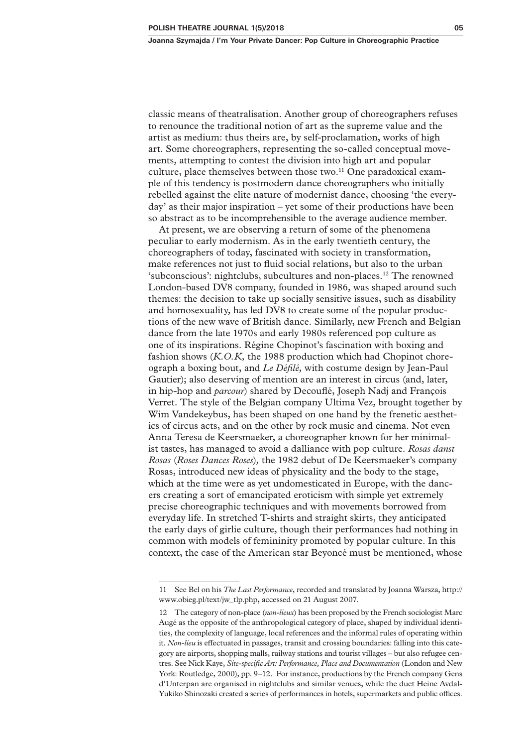classic means of theatralisation. Another group of choreographers refuses to renounce the traditional notion of art as the supreme value and the artist as medium: thus theirs are, by self-proclamation, works of high art. Some choreographers, representing the so-called conceptual movements, attempting to contest the division into high art and popular culture, place themselves between those two.[11] One paradoxical example of this tendency is postmodern dance choreographers who initially rebelled against the elite nature of modernist dance, choosing 'the everyday' as their major inspiration – yet some of their productions have been so abstract as to be incomprehensible to the average audience member.

At present, we are observing a return of some of the phenomena peculiar to early modernism. As in the early twentieth century, the choreographers of today, fascinated with society in transformation, make references not just to fluid social relations, but also to the urban 'subconscious': nightclubs, subcultures and non-places.[12] The renowned London-based DV8 company, founded in 1986, was shaped around such themes: the decision to take up socially sensitive issues, such as disability and homosexuality, has led DV8 to create some of the popular productions of the new wave of British dance. Similarly, new French and Belgian dance from the late 1970s and early 1980s referenced pop culture as one of its inspirations. Régine Chopinot's fascination with boxing and fashion shows (*K.O.K,* the 1988 production which had Chopinot choreograph a boxing bout, and *Le Défilé,* with costume design by Jean-Paul Gautier); also deserving of mention are an interest in circus (and, later, in hip-hop and *parcour*) shared by Decouflé, Joseph Nadj and François Verret. The style of the Belgian company Ultima Vez, brought together by Wim Vandekeybus, has been shaped on one hand by the frenetic aesthetics of circus acts, and on the other by rock music and cinema. Not even Anna Teresa de Keersmaeker, a choreographer known for her minimalist tastes, has managed to avoid a dalliance with pop culture. *Rosas danst Rosas* (*Roses Dances Roses*), the 1982 debut of De Keersmaeker's company Rosas, introduced new ideas of physicality and the body to the stage, which at the time were as yet undomesticated in Europe, with the dancers creating a sort of emancipated eroticism with simple yet extremely precise choreographic techniques and with movements borrowed from everyday life. In stretched T-shirts and straight skirts, they anticipated the early days of girlie culture, though their performances had nothing in common with models of femininity promoted by popular culture. In this context, the case of the American star Beyoncé must be mentioned, whose

---

11 See Bel on his *The Last Performance*, recorded and translated by Joanna Warsza, http://www.obieg.pl/text/jw_tlp.php, accessed on 21 August 2007.

12 The category of non-place (*non-lieux*) has been proposed by the French sociologist Marc Augé as the opposite of the anthropological category of place, shaped by individual identities, the complexity of language, local references and the informal rules of operating within it. *Non-lieu* is effectuated in passages, transit and crossing boundaries: falling into this category are airports, shopping malls, railway stations and tourist villages – but also refugee centres. See Nick Kaye, *Site-specific Art: Performance, Place and Documentation* (London and New York: Routledge, 2000), pp. 9–12. For instance, productions by the French company Gens d'Unterpan are organised in nightclubs and similar venues, while the duet Heine Avdal-Yukiko Shinozaki created a series of performances in hotels, supermarkets and public offices.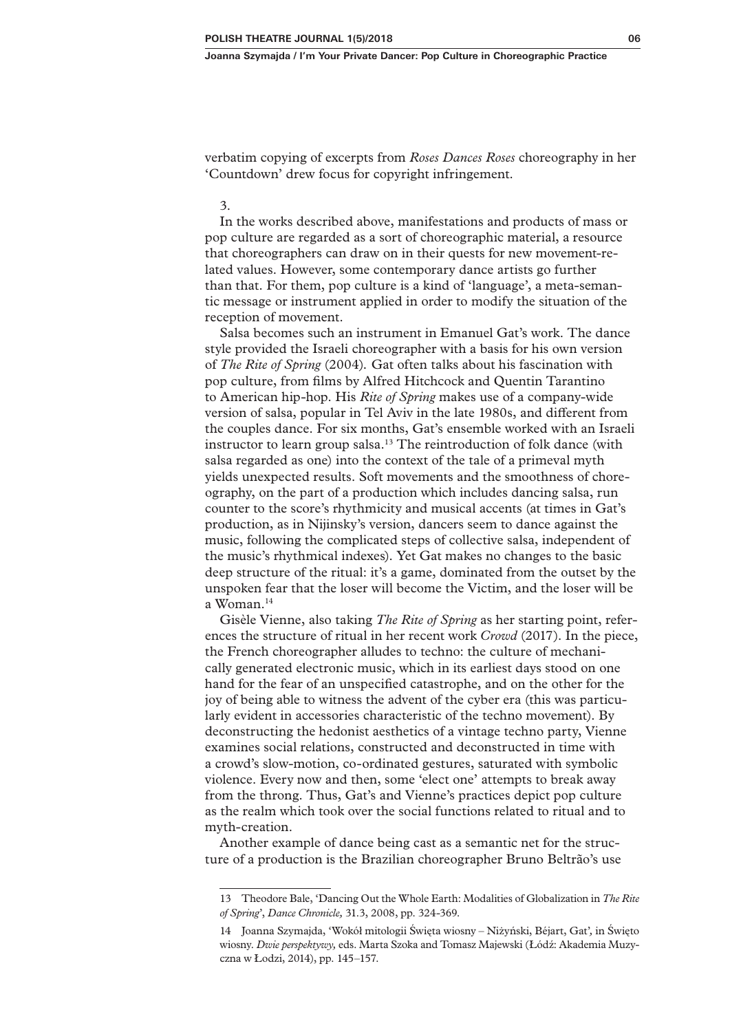verbatim copying of excerpts from *Roses Dances Roses* choreography in her 'Countdown' drew focus for copyright infringement.

3.

In the works described above, manifestations and products of mass or pop culture are regarded as a sort of choreographic material, a resource that choreographers can draw on in their quests for new movement-related values. However, some contemporary dance artists go further than that. For them, pop culture is a kind of 'language', a meta-semantic message or instrument applied in order to modify the situation of the reception of movement.

Salsa becomes such an instrument in Emanuel Gat's work. The dance style provided the Israeli choreographer with a basis for his own version of *The Rite of Spring* (2004). Gat often talks about his fascination with pop culture, from films by Alfred Hitchcock and Quentin Tarantino to American hip-hop. His *Rite of Spring* makes use of a company-wide version of salsa, popular in Tel Aviv in the late 1980s, and different from the couples dance. For six months, Gat's ensemble worked with an Israeli instructor to learn group salsa.[13] The reintroduction of folk dance (with salsa regarded as one) into the context of the tale of a primeval myth yields unexpected results. Soft movements and the smoothness of choreography, on the part of a production which includes dancing salsa, run counter to the score's rhythmicity and musical accents (at times in Gat's production, as in Nijinsky's version, dancers seem to dance against the music, following the complicated steps of collective salsa, independent of the music's rhythmical indexes). Yet Gat makes no changes to the basic deep structure of the ritual: it's a game, dominated from the outset by the unspoken fear that the loser will become the Victim, and the loser will be a Woman.[14]

Gisèle Vienne, also taking *The Rite of Spring* as her starting point, references the structure of ritual in her recent work *Crowd* (2017). In the piece, the French choreographer alludes to techno: the culture of mechanically generated electronic music, which in its earliest days stood on one hand for the fear of an unspecified catastrophe, and on the other for the joy of being able to witness the advent of the cyber era (this was particularly evident in accessories characteristic of the techno movement). By deconstructing the hedonist aesthetics of a vintage techno party, Vienne examines social relations, constructed and deconstructed in time with a crowd's slow-motion, co-ordinated gestures, saturated with symbolic violence. Every now and then, some 'elect one' attempts to break away from the throng. Thus, Gat's and Vienne's practices depict pop culture as the realm which took over the social functions related to ritual and to myth-creation.

Another example of dance being cast as a semantic net for the structure of a production is the Brazilian choreographer Bruno Beltrão's use

---

13 Theodore Bale, 'Dancing Out the Whole Earth: Modalities of Globalization in *The Rite of Spring*', *Dance Chronicle,* 31.3, 2008, pp. 324-369.

14 Joanna Szymajda, 'Wokół mitologii Święta wiosny – Niżyński, Béjart, Gat', in Święto wiosny. *Dwie perspektywy,* eds. Marta Szoka and Tomasz Majewski (Łódź: Akademia Muzyczna w Łodzi, 2014), pp. 145–157.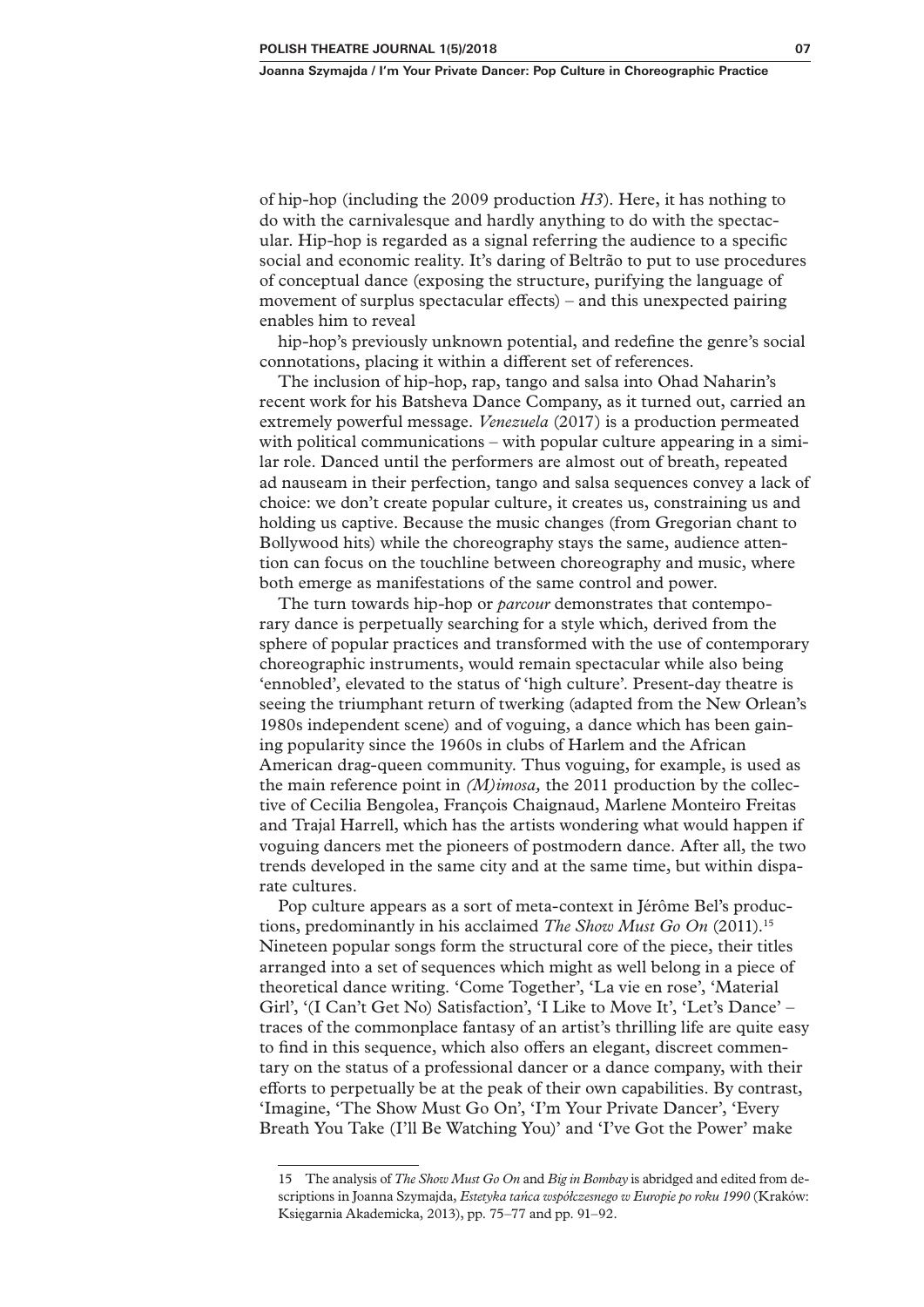of hip-hop (including the 2009 production *H3*). Here, it has nothing to do with the carnivalesque and hardly anything to do with the spectacular. Hip-hop is regarded as a signal referring the audience to a specific social and economic reality. It's daring of Beltrão to put to use procedures of conceptual dance (exposing the structure, purifying the language of movement of surplus spectacular effects) – and this unexpected pairing enables him to reveal

hip-hop's previously unknown potential, and redefine the genre's social connotations, placing it within a different set of references.

The inclusion of hip-hop, rap, tango and salsa into Ohad Naharin's recent work for his Batsheva Dance Company, as it turned out, carried an extremely powerful message. *Venezuela* (2017) is a production permeated with political communications – with popular culture appearing in a similar role. Danced until the performers are almost out of breath, repeated ad nauseam in their perfection, tango and salsa sequences convey a lack of choice: we don't create popular culture, it creates us, constraining us and holding us captive. Because the music changes (from Gregorian chant to Bollywood hits) while the choreography stays the same, audience attention can focus on the touchline between choreography and music, where both emerge as manifestations of the same control and power.

The turn towards hip-hop or *parcour* demonstrates that contemporary dance is perpetually searching for a style which, derived from the sphere of popular practices and transformed with the use of contemporary choreographic instruments, would remain spectacular while also being 'ennobled', elevated to the status of 'high culture'. Present-day theatre is seeing the triumphant return of twerking (adapted from the New Orlean's 1980s independent scene) and of voguing, a dance which has been gaining popularity since the 1960s in clubs of Harlem and the African American drag-queen community. Thus voguing, for example, is used as the main reference point in *(M)imosa*, the 2011 production by the collective of Cecilia Bengolea, François Chaignaud, Marlene Monteiro Freitas and Trajal Harrell, which has the artists wondering what would happen if voguing dancers met the pioneers of postmodern dance. After all, the two trends developed in the same city and at the same time, but within disparate cultures.

Pop culture appears as a sort of meta-context in Jérôme Bel's productions, predominantly in his acclaimed *The Show Must Go On* (2011).[15] Nineteen popular songs form the structural core of the piece, their titles arranged into a set of sequences which might as well belong in a piece of theoretical dance writing. 'Come Together', 'La vie en rose', 'Material Girl', '(I Can't Get No) Satisfaction', 'I Like to Move It', 'Let's Dance' – traces of the commonplace fantasy of an artist's thrilling life are quite easy to find in this sequence, which also offers an elegant, discreet commentary on the status of a professional dancer or a dance company, with their efforts to perpetually be at the peak of their own capabilities. By contrast, 'Imagine, 'The Show Must Go On', 'I'm Your Private Dancer', 'Every Breath You Take (I'll Be Watching You)' and 'I've Got the Power' make

---

15 The analysis of *The Show Must Go On* and *Big in Bombay* is abridged and edited from descriptions in Joanna Szymajda, *Estetyka tańca współczesnego w Europie po roku 1990* (Kraków: Księgarnia Akademicka, 2013), pp. 75–77 and pp. 91–92.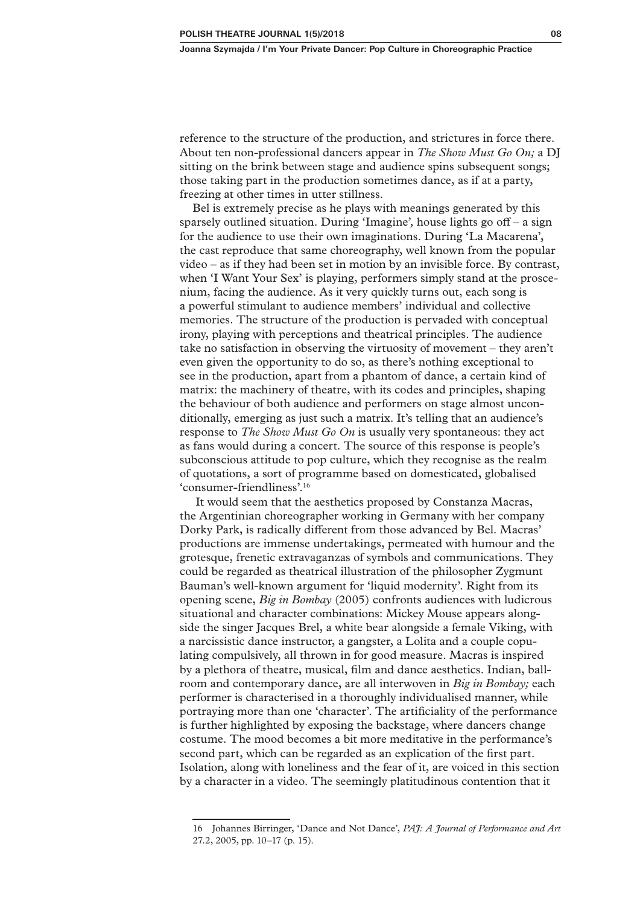reference to the structure of the production, and strictures in force there. About ten non-professional dancers appear in *The Show Must Go On;* a DJ sitting on the brink between stage and audience spins subsequent songs; those taking part in the production sometimes dance, as if at a party, freezing at other times in utter stillness.

Bel is extremely precise as he plays with meanings generated by this sparsely outlined situation. During 'Imagine', house lights go off – a sign for the audience to use their own imaginations. During 'La Macarena', the cast reproduce that same choreography, well known from the popular video – as if they had been set in motion by an invisible force. By contrast, when 'I Want Your Sex' is playing, performers simply stand at the proscenium, facing the audience. As it very quickly turns out, each song is a powerful stimulant to audience members' individual and collective memories. The structure of the production is pervaded with conceptual irony, playing with perceptions and theatrical principles. The audience take no satisfaction in observing the virtuosity of movement – they aren't even given the opportunity to do so, as there's nothing exceptional to see in the production, apart from a phantom of dance, a certain kind of matrix: the machinery of theatre, with its codes and principles, shaping the behaviour of both audience and performers on stage almost unconditionally, emerging as just such a matrix. It's telling that an audience's response to *The Show Must Go On* is usually very spontaneous: they act as fans would during a concert. The source of this response is people's subconscious attitude to pop culture, which they recognise as the realm of quotations, a sort of programme based on domesticated, globalised 'consumer-friendliness'.[16]

It would seem that the aesthetics proposed by Constanza Macras, the Argentinian choreographer working in Germany with her company Dorky Park, is radically different from those advanced by Bel. Macras' productions are immense undertakings, permeated with humour and the grotesque, frenetic extravaganzas of symbols and communications. They could be regarded as theatrical illustration of the philosopher Zygmunt Bauman's well-known argument for 'liquid modernity'. Right from its opening scene, *Big in Bombay* (2005) confronts audiences with ludicrous situational and character combinations: Mickey Mouse appears alongside the singer Jacques Brel, a white bear alongside a female Viking, with a narcissistic dance instructor, a gangster, a Lolita and a couple copulating compulsively, all thrown in for good measure. Macras is inspired by a plethora of theatre, musical, film and dance aesthetics. Indian, ballroom and contemporary dance, are all interwoven in *Big in Bombay;* each performer is characterised in a thoroughly individualised manner, while portraying more than one 'character'. The artificiality of the performance is further highlighted by exposing the backstage, where dancers change costume. The mood becomes a bit more meditative in the performance's second part, which can be regarded as an explication of the first part. Isolation, along with loneliness and the fear of it, are voiced in this section by a character in a video. The seemingly platitudinous contention that it

---

16 Johannes Birringer, 'Dance and Not Dance', *PAJ: A Journal of Performance and Art* 27.2, 2005, pp. 10–17 (p. 15).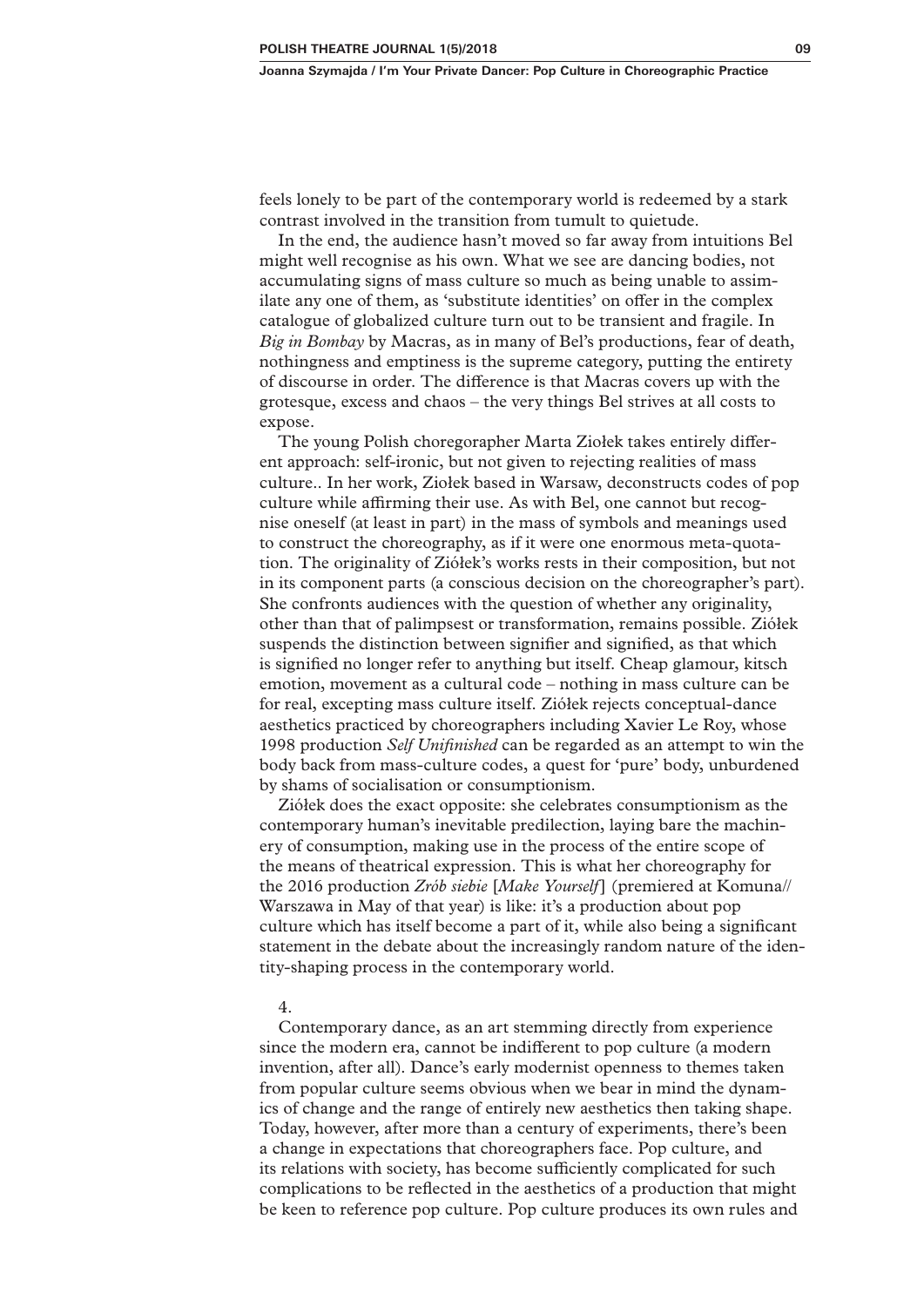feels lonely to be part of the contemporary world is redeemed by a stark contrast involved in the transition from tumult to quietude.

In the end, the audience hasn't moved so far away from intuitions Bel might well recognise as his own. What we see are dancing bodies, not accumulating signs of mass culture so much as being unable to assimilate any one of them, as 'substitute identities' on offer in the complex catalogue of globalized culture turn out to be transient and fragile. In *Big in Bombay* by Macras, as in many of Bel's productions, fear of death, nothingness and emptiness is the supreme category, putting the entirety of discourse in order. The difference is that Macras covers up with the grotesque, excess and chaos – the very things Bel strives at all costs to expose.

The young Polish choregorapher Marta Ziołek takes entirely different approach: self-ironic, but not given to rejecting realities of mass culture.. In her work, Ziołek based in Warsaw, deconstructs codes of pop culture while affirming their use. As with Bel, one cannot but recognise oneself (at least in part) in the mass of symbols and meanings used to construct the choreography, as if it were one enormous meta-quotation. The originality of Ziółek's works rests in their composition, but not in its component parts (a conscious decision on the choreographer's part). She confronts audiences with the question of whether any originality, other than that of palimpsest or transformation, remains possible. Ziółek suspends the distinction between signifier and signified, as that which is signified no longer refer to anything but itself. Cheap glamour, kitsch emotion, movement as a cultural code – nothing in mass culture can be for real, excepting mass culture itself. Ziółek rejects conceptual-dance aesthetics practiced by choreographers including Xavier Le Roy, whose 1998 production *Self Unifinished* can be regarded as an attempt to win the body back from mass-culture codes, a quest for 'pure' body, unburdened by shams of socialisation or consumptionism.

Ziółek does the exact opposite: she celebrates consumptionism as the contemporary human's inevitable predilection, laying bare the machinery of consumption, making use in the process of the entire scope of the means of theatrical expression. This is what her choreography for the 2016 production *Zrób siebie* [*Make Yourself*] (premiered at Komuna// Warszawa in May of that year) is like: it's a production about pop culture which has itself become a part of it, while also being a significant statement in the debate about the increasingly random nature of the identity-shaping process in the contemporary world.

4.

Contemporary dance, as an art stemming directly from experience since the modern era, cannot be indifferent to pop culture (a modern invention, after all). Dance's early modernist openness to themes taken from popular culture seems obvious when we bear in mind the dynamics of change and the range of entirely new aesthetics then taking shape. Today, however, after more than a century of experiments, there's been a change in expectations that choreographers face. Pop culture, and its relations with society, has become sufficiently complicated for such complications to be reflected in the aesthetics of a production that might be keen to reference pop culture. Pop culture produces its own rules and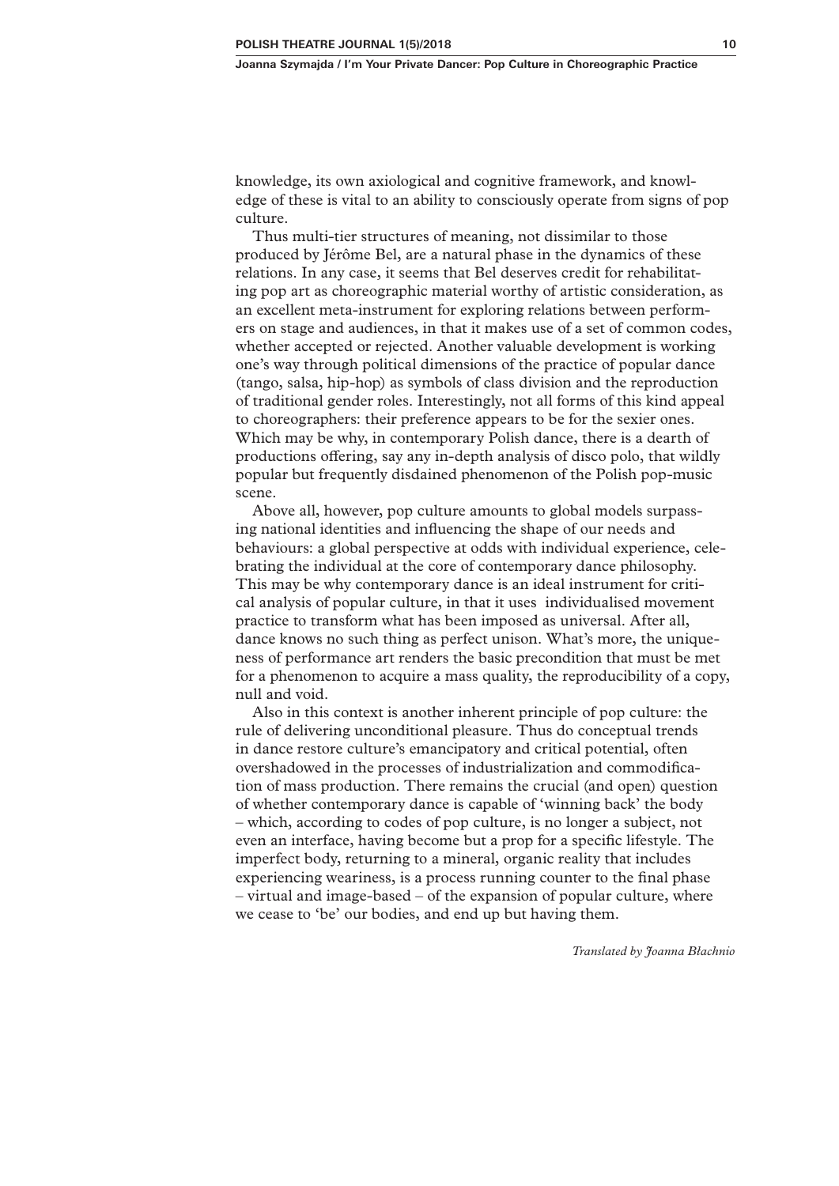knowledge, its own axiological and cognitive framework, and knowledge of these is vital to an ability to consciously operate from signs of pop culture.

Thus multi-tier structures of meaning, not dissimilar to those produced by Jérôme Bel, are a natural phase in the dynamics of these relations. In any case, it seems that Bel deserves credit for rehabilitating pop art as choreographic material worthy of artistic consideration, as an excellent meta-instrument for exploring relations between performers on stage and audiences, in that it makes use of a set of common codes, whether accepted or rejected. Another valuable development is working one's way through political dimensions of the practice of popular dance (tango, salsa, hip-hop) as symbols of class division and the reproduction of traditional gender roles. Interestingly, not all forms of this kind appeal to choreographers: their preference appears to be for the sexier ones. Which may be why, in contemporary Polish dance, there is a dearth of productions offering, say any in-depth analysis of disco polo, that wildly popular but frequently disdained phenomenon of the Polish pop-music scene.

Above all, however, pop culture amounts to global models surpassing national identities and influencing the shape of our needs and behaviours: a global perspective at odds with individual experience, celebrating the individual at the core of contemporary dance philosophy. This may be why contemporary dance is an ideal instrument for critical analysis of popular culture, in that it uses individualised movement practice to transform what has been imposed as universal. After all, dance knows no such thing as perfect unison. What's more, the uniqueness of performance art renders the basic precondition that must be met for a phenomenon to acquire a mass quality, the reproducibility of a copy, null and void.

Also in this context is another inherent principle of pop culture: the rule of delivering unconditional pleasure. Thus do conceptual trends in dance restore culture's emancipatory and critical potential, often overshadowed in the processes of industrialization and commodification of mass production. There remains the crucial (and open) question of whether contemporary dance is capable of 'winning back' the body – which, according to codes of pop culture, is no longer a subject, not even an interface, having become but a prop for a specific lifestyle. The imperfect body, returning to a mineral, organic reality that includes experiencing weariness, is a process running counter to the final phase – virtual and image-based – of the expansion of popular culture, where we cease to 'be' our bodies, and end up but having them.

*Translated by Joanna Błachnio*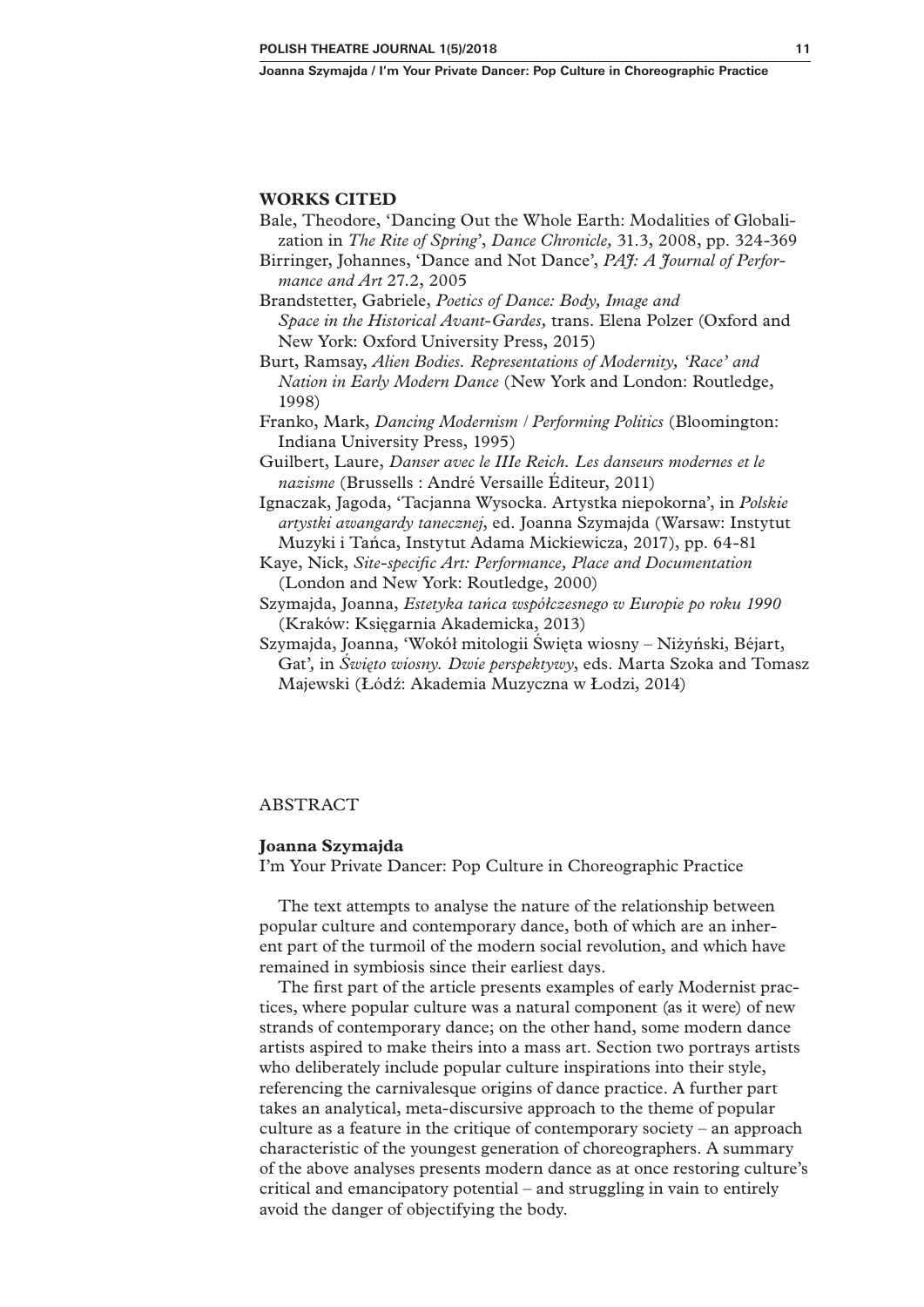## WORKS CITED

Bale, Theodore, 'Dancing Out the Whole Earth: Modalities of Globalization in *The Rite of Spring*', *Dance Chronicle,* 31.3, 2008, pp. 324-369

Birringer, Johannes, 'Dance and Not Dance', *PAJ: A Journal of Performance and Art* 27.2, 2005

Brandstetter, Gabriele, *Poetics of Dance: Body, Image and Space in the Historical Avant-Gardes,* trans. Elena Polzer (Oxford and New York: Oxford University Press, 2015)

Burt, Ramsay, *Alien Bodies. Representations of Modernity, 'Race' and Nation in Early Modern Dance* (New York and London: Routledge, 1998)

Franko, Mark, *Dancing Modernism / Performing Politics* (Bloomington: Indiana University Press, 1995)

Guilbert, Laure, *Danser avec le IIIe Reich. Les danseurs modernes et le nazisme* (Brussells : André Versaille Éditeur, 2011)

Ignaczak, Jagoda, 'Tacjanna Wysocka. Artystka niepokorna', in *Polskie artystki awangardy tanecznej*, ed. Joanna Szymajda (Warsaw: Instytut Muzyki i Tańca, Instytut Adama Mickiewicza, 2017), pp. 64-81

Kaye, Nick, *Site-specific Art: Performance, Place and Documentation* (London and New York: Routledge, 2000)

Szymajda, Joanna, *Estetyka tańca współczesnego w Europie po roku 1990* (Kraków: Księgarnia Akademicka, 2013)

Szymajda, Joanna, 'Wokół mitologii Święta wiosny – Niżyński, Béjart, Gat', in *Święto wiosny. Dwie perspektywy*, eds. Marta Szoka and Tomasz Majewski (Łódź: Akademia Muzyczna w Łodzi, 2014)

## ABSTRACT

**Joanna Szymajda**

I'm Your Private Dancer: Pop Culture in Choreographic Practice

The text attempts to analyse the nature of the relationship between popular culture and contemporary dance, both of which are an inherent part of the turmoil of the modern social revolution, and which have remained in symbiosis since their earliest days.

The first part of the article presents examples of early Modernist practices, where popular culture was a natural component (as it were) of new strands of contemporary dance; on the other hand, some modern dance artists aspired to make theirs into a mass art. Section two portrays artists who deliberately include popular culture inspirations into their style, referencing the carnivalesque origins of dance practice. A further part takes an analytical, meta-discursive approach to the theme of popular culture as a feature in the critique of contemporary society – an approach characteristic of the youngest generation of choreographers. A summary of the above analyses presents modern dance as at once restoring culture's critical and emancipatory potential – and struggling in vain to entirely avoid the danger of objectifying the body.